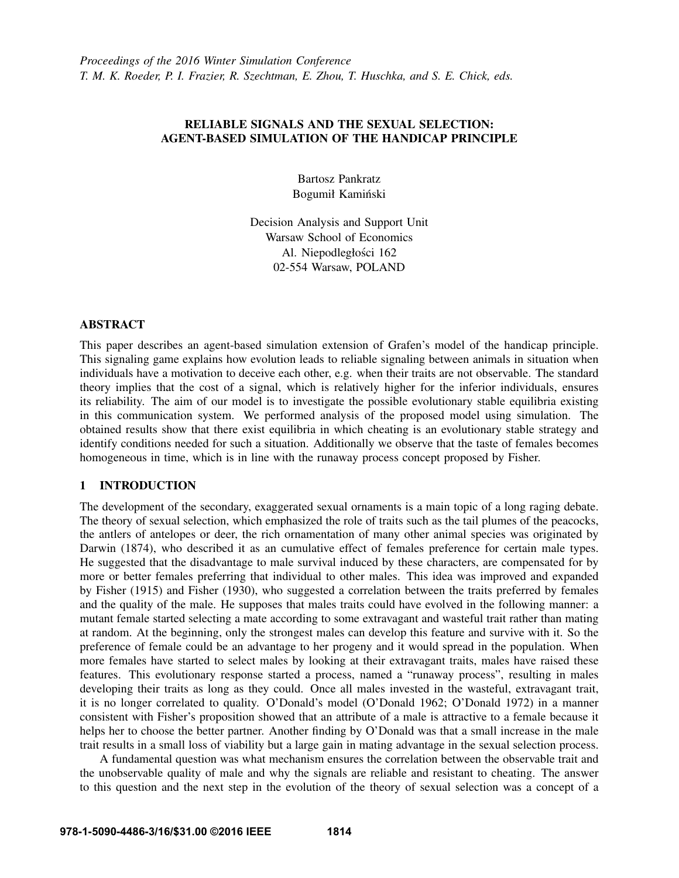*Proceedings of the 2016 Winter Simulation Conference*
*T. M. K. Roeder, P. I. Frazier, R. Szechtman, E. Zhou, T. Huschka, and S. E. Chick, eds.*

# RELIABLE SIGNALS AND THE SEXUAL SELECTION: AGENT-BASED SIMULATION OF THE HANDICAP PRINCIPLE

Bartosz Pankratz
Bogumił Kamiński

Decision Analysis and Support Unit
Warsaw School of Economics
Al. Niepodległości 162
02-554 Warsaw, POLAND

## ABSTRACT

This paper describes an agent-based simulation extension of Grafen's model of the handicap principle. This signaling game explains how evolution leads to reliable signaling between animals in situation when individuals have a motivation to deceive each other, e.g. when their traits are not observable. The standard theory implies that the cost of a signal, which is relatively higher for the inferior individuals, ensures its reliability. The aim of our model is to investigate the possible evolutionary stable equilibria existing in this communication system. We performed analysis of the proposed model using simulation. The obtained results show that there exist equilibria in which cheating is an evolutionary stable strategy and identify conditions needed for such a situation. Additionally we observe that the taste of females becomes homogeneous in time, which is in line with the runaway process concept proposed by Fisher.

## 1 INTRODUCTION

The development of the secondary, exaggerated sexual ornaments is a main topic of a long raging debate. The theory of sexual selection, which emphasized the role of traits such as the tail plumes of the peacocks, the antlers of antelopes or deer, the rich ornamentation of many other animal species was originated by Darwin (1874), who described it as an cumulative effect of females preference for certain male types. He suggested that the disadvantage to male survival induced by these characters, are compensated for by more or better females preferring that individual to other males. This idea was improved and expanded by Fisher (1915) and Fisher (1930), who suggested a correlation between the traits preferred by females and the quality of the male. He supposes that males traits could have evolved in the following manner: a mutant female started selecting a mate according to some extravagant and wasteful trait rather than mating at random. At the beginning, only the strongest males can develop this feature and survive with it. So the preference of female could be an advantage to her progeny and it would spread in the population. When more females have started to select males by looking at their extravagant traits, males have raised these features. This evolutionary response started a process, named a "runaway process", resulting in males developing their traits as long as they could. Once all males invested in the wasteful, extravagant trait, it is no longer correlated to quality. O'Donald's model (O'Donald 1962; O'Donald 1972) in a manner consistent with Fisher's proposition showed that an attribute of a male is attractive to a female because it helps her to choose the better partner. Another finding by O'Donald was that a small increase in the male trait results in a small loss of viability but a large gain in mating advantage in the sexual selection process.

A fundamental question was what mechanism ensures the correlation between the observable trait and the unobservable quality of male and why the signals are reliable and resistant to cheating. The answer to this question and the next step in the evolution of the theory of sexual selection was a concept of a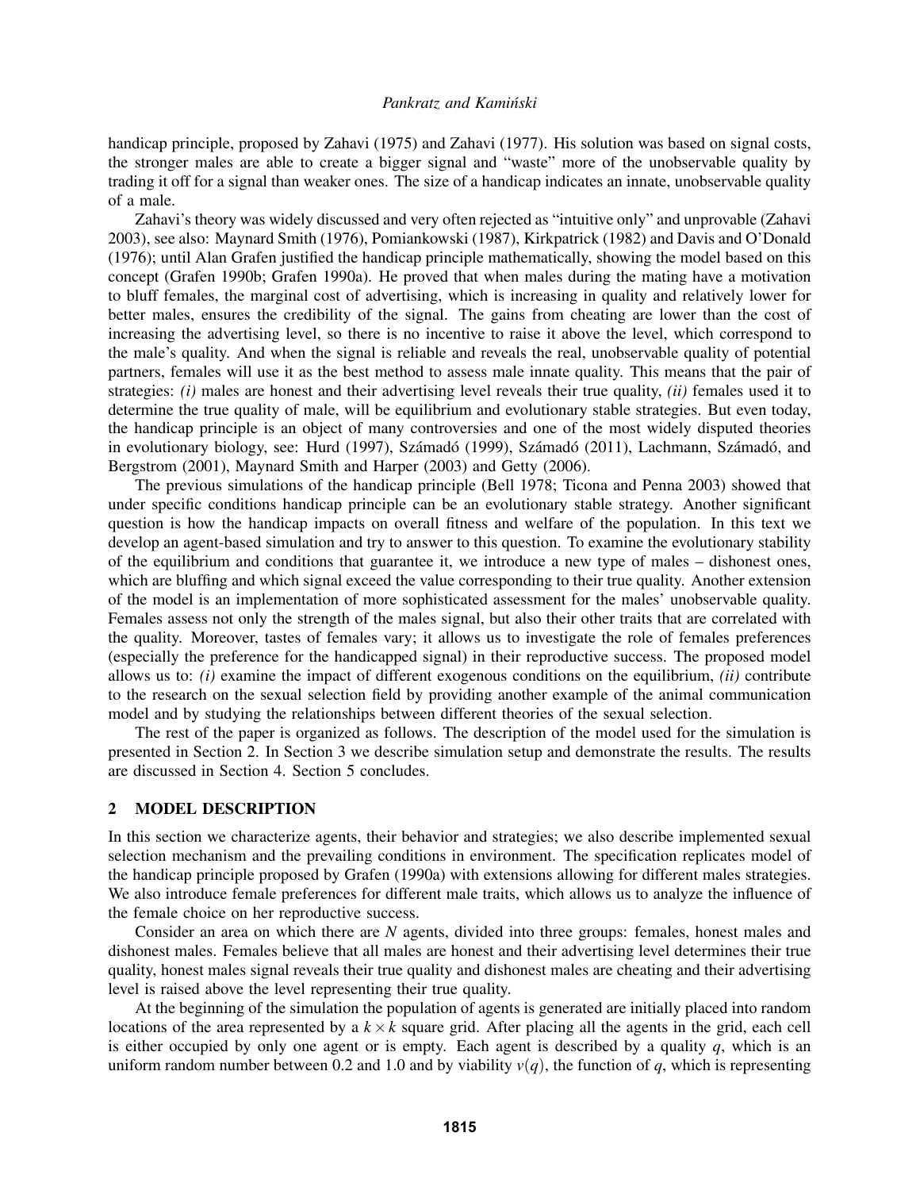handicap principle, proposed by Zahavi (1975) and Zahavi (1977). His solution was based on signal costs, the stronger males are able to create a bigger signal and "waste" more of the unobservable quality by trading it off for a signal than weaker ones. The size of a handicap indicates an innate, unobservable quality of a male.

Zahavi's theory was widely discussed and very often rejected as "intuitive only" and unprovable (Zahavi 2003), see also: Maynard Smith (1976), Pomiankowski (1987), Kirkpatrick (1982) and Davis and O'Donald (1976); until Alan Grafen justified the handicap principle mathematically, showing the model based on this concept (Grafen 1990b; Grafen 1990a). He proved that when males during the mating have a motivation to bluff females, the marginal cost of advertising, which is increasing in quality and relatively lower for better males, ensures the credibility of the signal. The gains from cheating are lower than the cost of increasing the advertising level, so there is no incentive to raise it above the level, which correspond to the male's quality. And when the signal is reliable and reveals the real, unobservable quality of potential partners, females will use it as the best method to assess male innate quality. This means that the pair of strategies: *(i)* males are honest and their advertising level reveals their true quality, *(ii)* females used it to determine the true quality of male, will be equilibrium and evolutionary stable strategies. But even today, the handicap principle is an object of many controversies and one of the most widely disputed theories in evolutionary biology, see: Hurd (1997), Számadó (1999), Számadó (2011), Lachmann, Számadó, and Bergstrom (2001), Maynard Smith and Harper (2003) and Getty (2006).

The previous simulations of the handicap principle (Bell 1978; Ticona and Penna 2003) showed that under specific conditions handicap principle can be an evolutionary stable strategy. Another significant question is how the handicap impacts on overall fitness and welfare of the population. In this text we develop an agent-based simulation and try to answer to this question. To examine the evolutionary stability of the equilibrium and conditions that guarantee it, we introduce a new type of males – dishonest ones, which are bluffing and which signal exceed the value corresponding to their true quality. Another extension of the model is an implementation of more sophisticated assessment for the males' unobservable quality. Females assess not only the strength of the males signal, but also their other traits that are correlated with the quality. Moreover, tastes of females vary; it allows us to investigate the role of females preferences (especially the preference for the handicapped signal) in their reproductive success. The proposed model allows us to: *(i)* examine the impact of different exogenous conditions on the equilibrium, *(ii)* contribute to the research on the sexual selection field by providing another example of the animal communication model and by studying the relationships between different theories of the sexual selection.

The rest of the paper is organized as follows. The description of the model used for the simulation is presented in Section 2. In Section 3 we describe simulation setup and demonstrate the results. The results are discussed in Section 4. Section 5 concludes.

## 2 MODEL DESCRIPTION

In this section we characterize agents, their behavior and strategies; we also describe implemented sexual selection mechanism and the prevailing conditions in environment. The specification replicates model of the handicap principle proposed by Grafen (1990a) with extensions allowing for different males strategies. We also introduce female preferences for different male traits, which allows us to analyze the influence of the female choice on her reproductive success.

Consider an area on which there are $N$ agents, divided into three groups: females, honest males and dishonest males. Females believe that all males are honest and their advertising level determines their true quality, honest males signal reveals their true quality and dishonest males are cheating and their advertising level is raised above the level representing their true quality.

At the beginning of the simulation the population of agents is generated are initially placed into random locations of the area represented by a $k \times k$ square grid. After placing all the agents in the grid, each cell is either occupied by only one agent or is empty. Each agent is described by a quality $q$, which is an uniform random number between 0.2 and 1.0 and by viability $v(q)$, the function of $q$, which is representing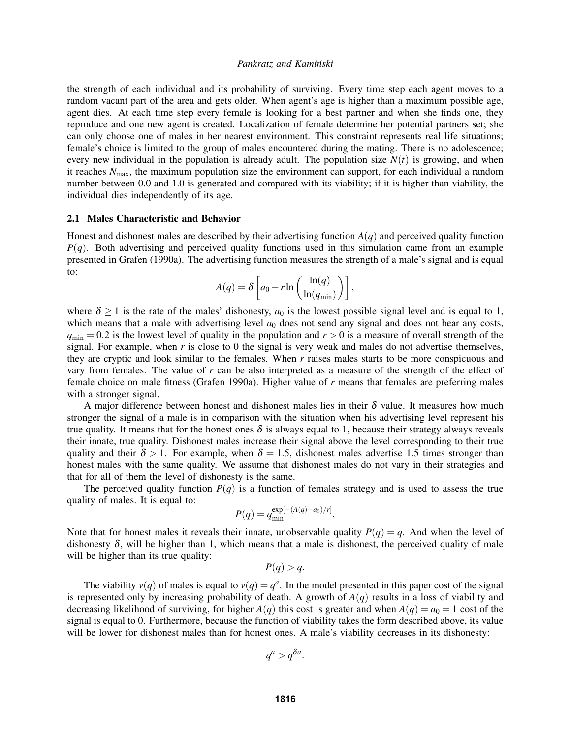the strength of each individual and its probability of surviving. Every time step each agent moves to a random vacant part of the area and gets older. When agent's age is higher than a maximum possible age, agent dies. At each time step every female is looking for a best partner and when she finds one, they reproduce and one new agent is created. Localization of female determine her potential partners set; she can only choose one of males in her nearest environment. This constraint represents real life situations; female's choice is limited to the group of males encountered during the mating. There is no adolescence; every new individual in the population is already adult. The population size $N(t)$ is growing, and when it reaches $N_{\max}$, the maximum population size the environment can support, for each individual a random number between 0.0 and 1.0 is generated and compared with its viability; if it is higher than viability, the individual dies independently of its age.

### 2.1 Males Characteristic and Behavior

Honest and dishonest males are described by their advertising function $A(q)$ and perceived quality function $P(q)$. Both advertising and perceived quality functions used in this simulation came from an example presented in Grafen (1990a). The advertising function measures the strength of a male's signal and is equal to:

$$A(q) = \delta\left[a_0 - r\ln\left(\frac{\ln(q)}{\ln(q_{\min})}\right)\right],$$

where $\delta \geq 1$ is the rate of the males' dishonesty, $a_0$ is the lowest possible signal level and is equal to 1, which means that a male with advertising level $a_0$ does not send any signal and does not bear any costs, $q_{\min} = 0.2$ is the lowest level of quality in the population and $r > 0$ is a measure of overall strength of the signal. For example, when $r$ is close to 0 the signal is very weak and males do not advertise themselves, they are cryptic and look similar to the females. When $r$ raises males starts to be more conspicuous and vary from females. The value of $r$ can be also interpreted as a measure of the strength of the effect of female choice on male fitness (Grafen 1990a). Higher value of $r$ means that females are preferring males with a stronger signal.

A major difference between honest and dishonest males lies in their $\delta$ value. It measures how much stronger the signal of a male is in comparison with the situation when his advertising level represent his true quality. It means that for the honest ones $\delta$ is always equal to 1, because their strategy always reveals their innate, true quality. Dishonest males increase their signal above the level corresponding to their true quality and their $\delta > 1$. For example, when $\delta = 1.5$, dishonest males advertise 1.5 times stronger than honest males with the same quality. We assume that dishonest males do not vary in their strategies and that for all of them the level of dishonesty is the same.

The perceived quality function $P(q)$ is a function of females strategy and is used to assess the true quality of males. It is equal to:

$$P(q) = q_{\min}^{\exp[-(A(q)-a_0)/r]},$$

Note that for honest males it reveals their innate, unobservable quality $P(q) = q$. And when the level of dishonesty $\delta$, will be higher than 1, which means that a male is dishonest, the perceived quality of male will be higher than its true quality:

$$P(q) > q.$$

The viability $v(q)$ of males is equal to $v(q) = q^a$. In the model presented in this paper cost of the signal is represented only by increasing probability of death. A growth of $A(q)$ results in a loss of viability and decreasing likelihood of surviving, for higher $A(q)$ this cost is greater and when $A(q) = a_0 = 1$ cost of the signal is equal to 0. Furthermore, because the function of viability takes the form described above, its value will be lower for dishonest males than for honest ones. A male's viability decreases in its dishonesty:

$$q^a > q^{\delta a}.$$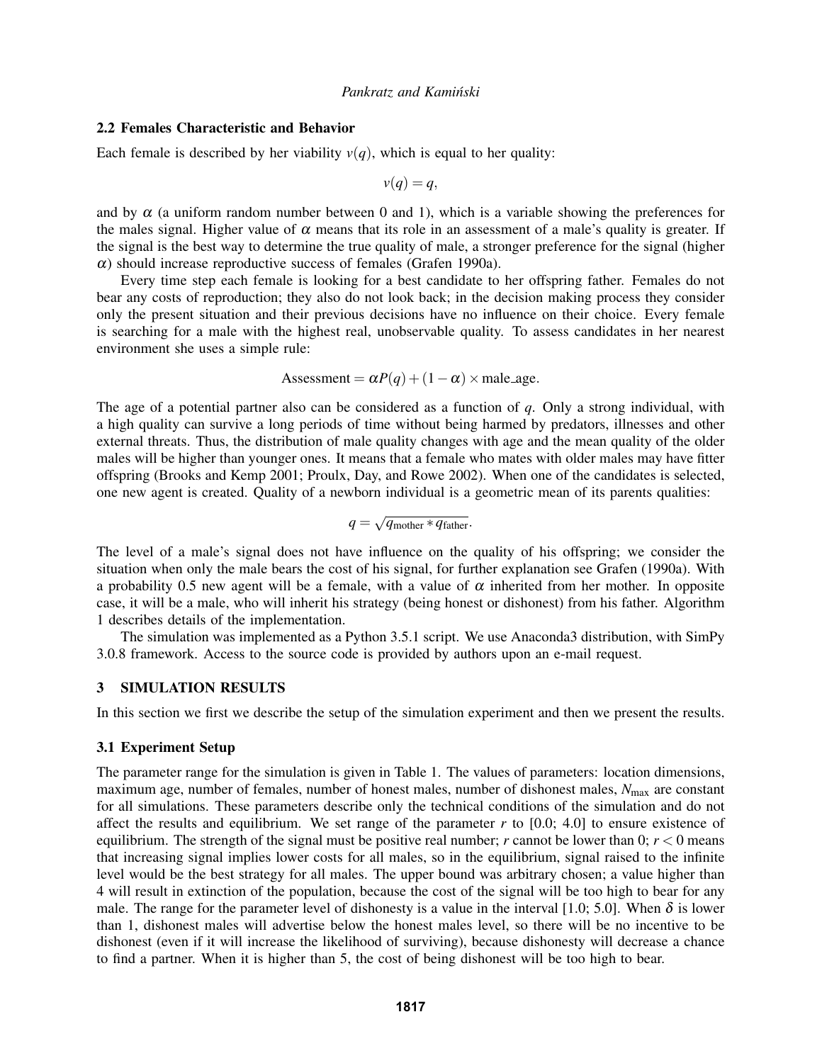### 2.2 Females Characteristic and Behavior

Each female is described by her viability $v(q)$, which is equal to her quality:

$$v(q) = q,$$

and by $\alpha$ (a uniform random number between 0 and 1), which is a variable showing the preferences for the males signal. Higher value of $\alpha$ means that its role in an assessment of a male's quality is greater. If the signal is the best way to determine the true quality of male, a stronger preference for the signal (higher $\alpha$) should increase reproductive success of females (Grafen 1990a).

Every time step each female is looking for a best candidate to her offspring father. Females do not bear any costs of reproduction; they also do not look back; in the decision making process they consider only the present situation and their previous decisions have no influence on their choice. Every female is searching for a male with the highest real, unobservable quality. To assess candidates in her nearest environment she uses a simple rule:

$$\text{Assessment} = \alpha P(q) + (1 - \alpha) \times \text{male\_age}.$$

The age of a potential partner also can be considered as a function of $q$. Only a strong individual, with a high quality can survive a long periods of time without being harmed by predators, illnesses and other external threats. Thus, the distribution of male quality changes with age and the mean quality of the older males will be higher than younger ones. It means that a female who mates with older males may have fitter offspring (Brooks and Kemp 2001; Proulx, Day, and Rowe 2002). When one of the candidates is selected, one new agent is created. Quality of a newborn individual is a geometric mean of its parents qualities:

$$q = \sqrt{q_{\text{mother}} * q_{\text{father}}}.$$

The level of a male's signal does not have influence on the quality of his offspring; we consider the situation when only the male bears the cost of his signal, for further explanation see Grafen (1990a). With a probability 0.5 new agent will be a female, with a value of $\alpha$ inherited from her mother. In opposite case, it will be a male, who will inherit his strategy (being honest or dishonest) from his father. Algorithm 1 describes details of the implementation.

The simulation was implemented as a Python 3.5.1 script. We use Anaconda3 distribution, with SimPy 3.0.8 framework. Access to the source code is provided by authors upon an e-mail request.

## 3 SIMULATION RESULTS

In this section we first we describe the setup of the simulation experiment and then we present the results.

### 3.1 Experiment Setup

The parameter range for the simulation is given in Table 1. The values of parameters: location dimensions, maximum age, number of females, number of honest males, number of dishonest males, $N_{\max}$ are constant for all simulations. These parameters describe only the technical conditions of the simulation and do not affect the results and equilibrium. We set range of the parameter $r$ to [0.0; 4.0] to ensure existence of equilibrium. The strength of the signal must be positive real number; $r$ cannot be lower than 0; $r < 0$ means that increasing signal implies lower costs for all males, so in the equilibrium, signal raised to the infinite level would be the best strategy for all males. The upper bound was arbitrary chosen; a value higher than 4 will result in extinction of the population, because the cost of the signal will be too high to bear for any male. The range for the parameter level of dishonesty is a value in the interval [1.0; 5.0]. When $\delta$ is lower than 1, dishonest males will advertise below the honest males level, so there will be no incentive to be dishonest (even if it will increase the likelihood of surviving), because dishonesty will decrease a chance to find a partner. When it is higher than 5, the cost of being dishonest will be too high to bear.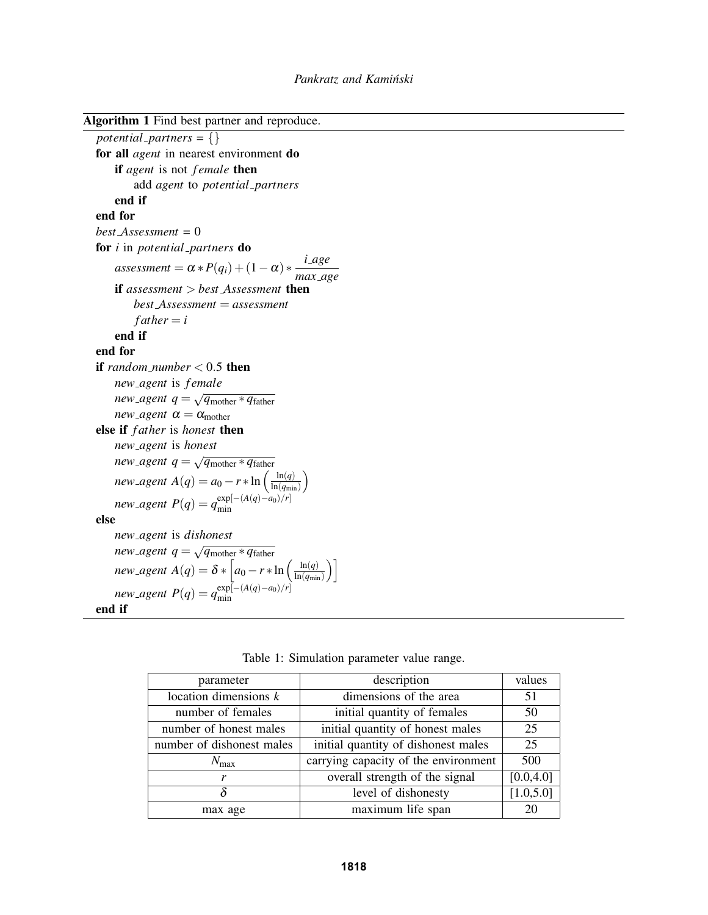**Algorithm 1** Find best partner and reproduce.

```
potential_partners = {}
for all agent in nearest environment do
    if agent is not female then
        add agent to potential_partners
    end if
end for
best_Assessment = 0
for i in potential_partners do
    assessment = α * P(q_i) + (1 − α) * i_age / max_age
    if assessment > best_Assessment then
        best_Assessment = assessment
        father = i
    end if
end for
if random_number < 0.5 then
    new_agent is female
    new_agent q = sqrt(q_mother * q_father)
    new_agent α = α_mother
else if father is honest then
    new_agent is honest
    new_agent q = sqrt(q_mother * q_father)
    new_agent A(q) = a_0 − r * ln( ln(q) / ln(q_min) )
    new_agent P(q) = q_min^{exp[−(A(q)−a_0)/r]}
else
    new_agent is dishonest
    new_agent q = sqrt(q_mother * q_father)
    new_agent A(q) = δ * [ a_0 − r * ln( ln(q) / ln(q_min) ) ]
    new_agent P(q) = q_min^{exp[−(A(q)−a_0)/r]}
end if
```

where, in the algorithm above:

$$assessment = \alpha * P(q_i) + (1-\alpha) * \frac{i\_age}{max\_age}$$

$$new\_agent\ q = \sqrt{q_{\text{mother}} * q_{\text{father}}}$$

$$A(q) = a_0 - r * \ln\left(\frac{\ln(q)}{\ln(q_{\min})}\right)$$

$$A(q) = \delta * \left[a_0 - r * \ln\left(\frac{\ln(q)}{\ln(q_{\min})}\right)\right]$$

$$P(q) = q_{\min}^{\exp[-(A(q)-a_0)/r]}$$

Table 1: Simulation parameter value range.

| parameter | description | values |
|---|---|---|
| location dimensions $k$ | dimensions of the area | 51 |
| number of females | initial quantity of females | 50 |
| number of honest males | initial quantity of honest males | 25 |
| number of dishonest males | initial quantity of dishonest males | 25 |
| $N_{\max}$ | carrying capacity of the environment | 500 |
| $r$ | overall strength of the signal | [0.0,4.0] |
| $\delta$ | level of dishonesty | [1.0,5.0] |
| max age | maximum life span | 20 |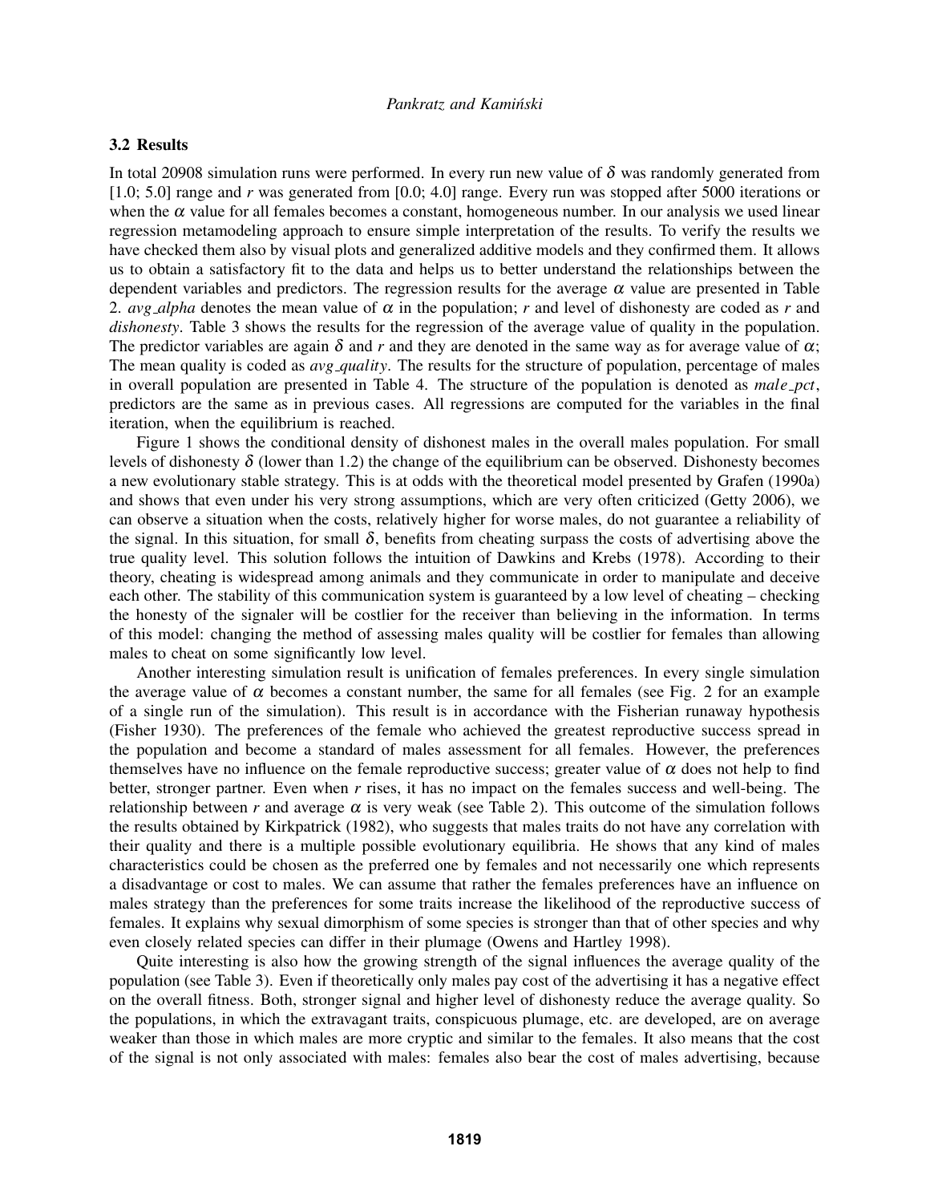### 3.2 Results

In total 20908 simulation runs were performed. In every run new value of $\delta$ was randomly generated from [1.0; 5.0] range and $r$ was generated from [0.0; 4.0] range. Every run was stopped after 5000 iterations or when the $\alpha$ value for all females becomes a constant, homogeneous number. In our analysis we used linear regression metamodeling approach to ensure simple interpretation of the results. To verify the results we have checked them also by visual plots and generalized additive models and they confirmed them. It allows us to obtain a satisfactory fit to the data and helps us to better understand the relationships between the dependent variables and predictors. The regression results for the average $\alpha$ value are presented in Table 2. *avg_alpha* denotes the mean value of $\alpha$ in the population; $r$ and level of dishonesty are coded as $r$ and *dishonesty*. Table 3 shows the results for the regression of the average value of quality in the population. The predictor variables are again $\delta$ and $r$ and they are denoted in the same way as for average value of $\alpha$; The mean quality is coded as *avg_quality*. The results for the structure of population, percentage of males in overall population are presented in Table 4. The structure of the population is denoted as *male_pct*, predictors are the same as in previous cases. All regressions are computed for the variables in the final iteration, when the equilibrium is reached.

Figure 1 shows the conditional density of dishonest males in the overall males population. For small levels of dishonesty $\delta$ (lower than 1.2) the change of the equilibrium can be observed. Dishonesty becomes a new evolutionary stable strategy. This is at odds with the theoretical model presented by Grafen (1990a) and shows that even under his very strong assumptions, which are very often criticized (Getty 2006), we can observe a situation when the costs, relatively higher for worse males, do not guarantee a reliability of the signal. In this situation, for small $\delta$, benefits from cheating surpass the costs of advertising above the true quality level. This solution follows the intuition of Dawkins and Krebs (1978). According to their theory, cheating is widespread among animals and they communicate in order to manipulate and deceive each other. The stability of this communication system is guaranteed by a low level of cheating – checking the honesty of the signaler will be costlier for the receiver than believing in the information. In terms of this model: changing the method of assessing males quality will be costlier for females than allowing males to cheat on some significantly low level.

Another interesting simulation result is unification of females preferences. In every single simulation the average value of $\alpha$ becomes a constant number, the same for all females (see Fig. 2 for an example of a single run of the simulation). This result is in accordance with the Fisherian runaway hypothesis (Fisher 1930). The preferences of the female who achieved the greatest reproductive success spread in the population and become a standard of males assessment for all females. However, the preferences themselves have no influence on the female reproductive success; greater value of $\alpha$ does not help to find better, stronger partner. Even when $r$ rises, it has no impact on the females success and well-being. The relationship between $r$ and average $\alpha$ is very weak (see Table 2). This outcome of the simulation follows the results obtained by Kirkpatrick (1982), who suggests that males traits do not have any correlation with their quality and there is a multiple possible evolutionary equilibria. He shows that any kind of males characteristics could be chosen as the preferred one by females and not necessarily one which represents a disadvantage or cost to males. We can assume that rather the females preferences have an influence on males strategy than the preferences for some traits increase the likelihood of the reproductive success of females. It explains why sexual dimorphism of some species is stronger than that of other species and why even closely related species can differ in their plumage (Owens and Hartley 1998).

Quite interesting is also how the growing strength of the signal influences the average quality of the population (see Table 3). Even if theoretically only males pay cost of the advertising it has a negative effect on the overall fitness. Both, stronger signal and higher level of dishonesty reduce the average quality. So the populations, in which the extravagant traits, conspicuous plumage, etc. are developed, are on average weaker than those in which males are more cryptic and similar to the females. It also means that the cost of the signal is not only associated with males: females also bear the cost of males advertising, because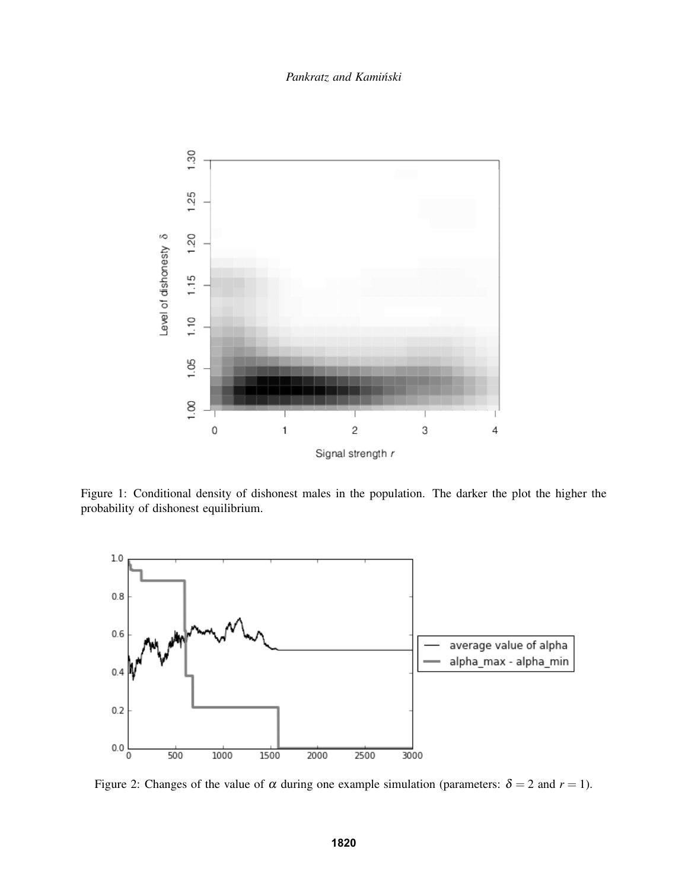Figure 1: Conditional density of dishonest males in the population. The darker the plot the higher the probability of dishonest equilibrium.

Figure 2: Changes of the value of $\alpha$ during one example simulation (parameters: $\delta = 2$ and $r = 1$).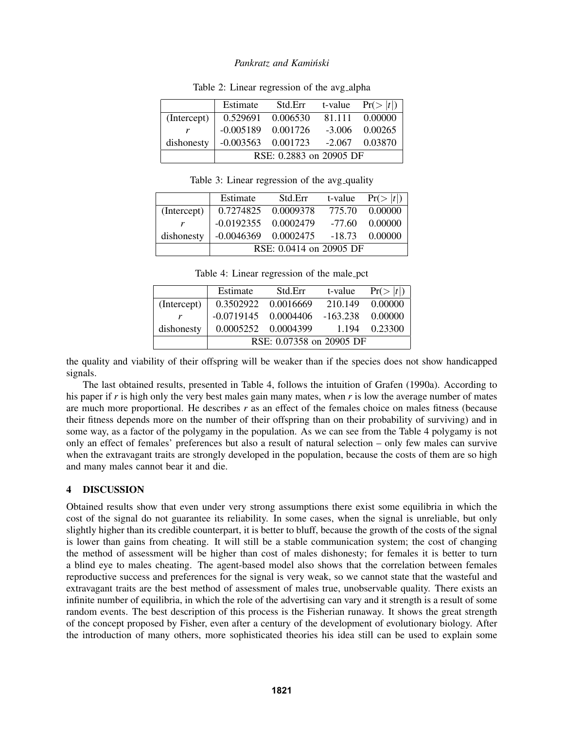Table 2: Linear regression of the avg_alpha

| | Estimate | Std.Err | t-value | Pr(> $|t|$) |
|---|---|---|---|---|
| (Intercept) | 0.529691 | 0.006530 | 81.111 | 0.00000 |
| $r$ | -0.005189 | 0.001726 | -3.006 | 0.00265 |
| dishonesty | -0.003563 | 0.001723 | -2.067 | 0.03870 |
| | RSE: 0.2883 on 20905 DF | | | |

Table 3: Linear regression of the avg_quality

| | Estimate | Std.Err | t-value | Pr(> $|t|$) |
|---|---|---|---|---|
| (Intercept) | 0.7274825 | 0.0009378 | 775.70 | 0.00000 |
| $r$ | -0.0192355 | 0.0002479 | -77.60 | 0.00000 |
| dishonesty | -0.0046369 | 0.0002475 | -18.73 | 0.00000 |
| | RSE: 0.0414 on 20905 DF | | | |

Table 4: Linear regression of the male_pct

| | Estimate | Std.Err | t-value | Pr(> $|t|$) |
|---|---|---|---|---|
| (Intercept) | 0.3502922 | 0.0016669 | 210.149 | 0.00000 |
| $r$ | -0.0719145 | 0.0004406 | -163.238 | 0.00000 |
| dishonesty | 0.0005252 | 0.0004399 | 1.194 | 0.23300 |
| | RSE: 0.07358 on 20905 DF | | | |

the quality and viability of their offspring will be weaker than if the species does not show handicapped signals.

The last obtained results, presented in Table 4, follows the intuition of Grafen (1990a). According to his paper if $r$ is high only the very best males gain many mates, when $r$ is low the average number of mates are much more proportional. He describes $r$ as an effect of the females choice on males fitness (because their fitness depends more on the number of their offspring than on their probability of surviving) and in some way, as a factor of the polygamy in the population. As we can see from the Table 4 polygamy is not only an effect of females' preferences but also a result of natural selection – only few males can survive when the extravagant traits are strongly developed in the population, because the costs of them are so high and many males cannot bear it and die.

## 4 DISCUSSION

Obtained results show that even under very strong assumptions there exist some equilibria in which the cost of the signal do not guarantee its reliability. In some cases, when the signal is unreliable, but only slightly higher than its credible counterpart, it is better to bluff, because the growth of the costs of the signal is lower than gains from cheating. It will still be a stable communication system; the cost of changing the method of assessment will be higher than cost of males dishonesty; for females it is better to turn a blind eye to males cheating. The agent-based model also shows that the correlation between females reproductive success and preferences for the signal is very weak, so we cannot state that the wasteful and extravagant traits are the best method of assessment of males true, unobservable quality. There exists an infinite number of equilibria, in which the role of the advertising can vary and it strength is a result of some random events. The best description of this process is the Fisherian runaway. It shows the great strength of the concept proposed by Fisher, even after a century of the development of evolutionary biology. After the introduction of many others, more sophisticated theories his idea still can be used to explain some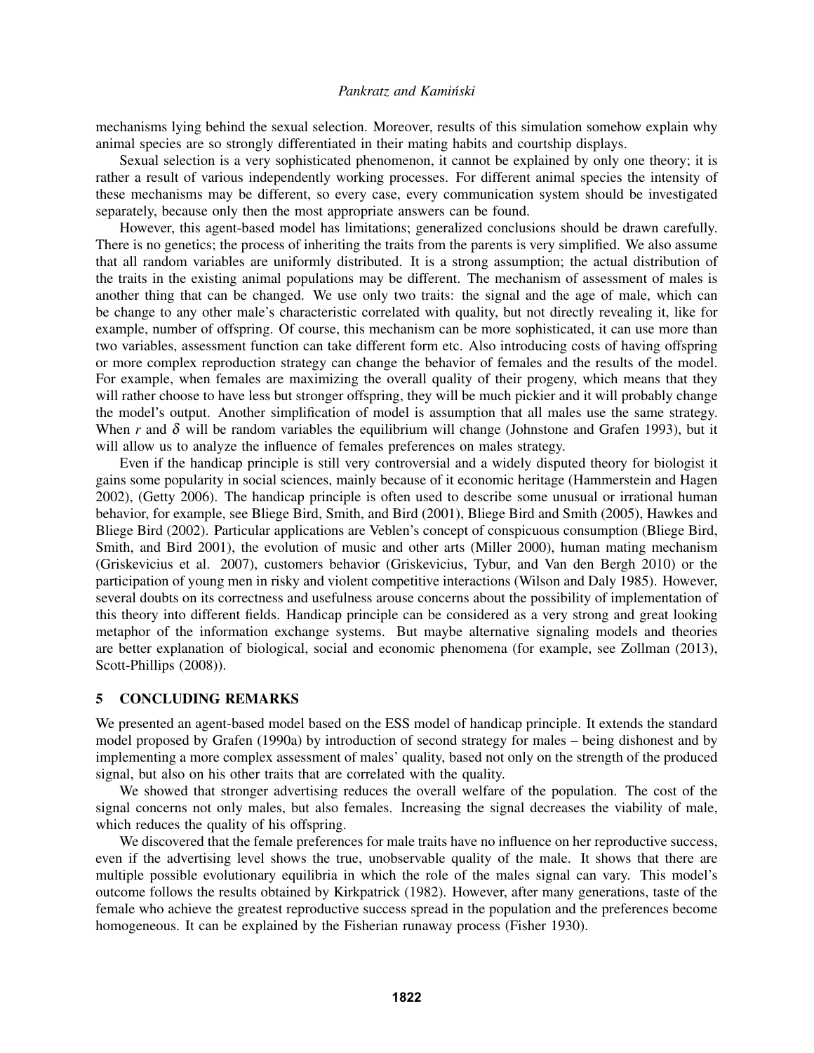mechanisms lying behind the sexual selection. Moreover, results of this simulation somehow explain why animal species are so strongly differentiated in their mating habits and courtship displays.

Sexual selection is a very sophisticated phenomenon, it cannot be explained by only one theory; it is rather a result of various independently working processes. For different animal species the intensity of these mechanisms may be different, so every case, every communication system should be investigated separately, because only then the most appropriate answers can be found.

However, this agent-based model has limitations; generalized conclusions should be drawn carefully. There is no genetics; the process of inheriting the traits from the parents is very simplified. We also assume that all random variables are uniformly distributed. It is a strong assumption; the actual distribution of the traits in the existing animal populations may be different. The mechanism of assessment of males is another thing that can be changed. We use only two traits: the signal and the age of male, which can be change to any other male's characteristic correlated with quality, but not directly revealing it, like for example, number of offspring. Of course, this mechanism can be more sophisticated, it can use more than two variables, assessment function can take different form etc. Also introducing costs of having offspring or more complex reproduction strategy can change the behavior of females and the results of the model. For example, when females are maximizing the overall quality of their progeny, which means that they will rather choose to have less but stronger offspring, they will be much pickier and it will probably change the model's output. Another simplification of model is assumption that all males use the same strategy. When $r$ and $\delta$ will be random variables the equilibrium will change (Johnstone and Grafen 1993), but it will allow us to analyze the influence of females preferences on males strategy.

Even if the handicap principle is still very controversial and a widely disputed theory for biologist it gains some popularity in social sciences, mainly because of it economic heritage (Hammerstein and Hagen 2002), (Getty 2006). The handicap principle is often used to describe some unusual or irrational human behavior, for example, see Bliege Bird, Smith, and Bird (2001), Bliege Bird and Smith (2005), Hawkes and Bliege Bird (2002). Particular applications are Veblen's concept of conspicuous consumption (Bliege Bird, Smith, and Bird 2001), the evolution of music and other arts (Miller 2000), human mating mechanism (Griskevicius et al. 2007), customers behavior (Griskevicius, Tybur, and Van den Bergh 2010) or the participation of young men in risky and violent competitive interactions (Wilson and Daly 1985). However, several doubts on its correctness and usefulness arouse concerns about the possibility of implementation of this theory into different fields. Handicap principle can be considered as a very strong and great looking metaphor of the information exchange systems. But maybe alternative signaling models and theories are better explanation of biological, social and economic phenomena (for example, see Zollman (2013), Scott-Phillips (2008)).

## 5 CONCLUDING REMARKS

We presented an agent-based model based on the ESS model of handicap principle. It extends the standard model proposed by Grafen (1990a) by introduction of second strategy for males – being dishonest and by implementing a more complex assessment of males' quality, based not only on the strength of the produced signal, but also on his other traits that are correlated with the quality.

We showed that stronger advertising reduces the overall welfare of the population. The cost of the signal concerns not only males, but also females. Increasing the signal decreases the viability of male, which reduces the quality of his offspring.

We discovered that the female preferences for male traits have no influence on her reproductive success, even if the advertising level shows the true, unobservable quality of the male. It shows that there are multiple possible evolutionary equilibria in which the role of the males signal can vary. This model's outcome follows the results obtained by Kirkpatrick (1982). However, after many generations, taste of the female who achieve the greatest reproductive success spread in the population and the preferences become homogeneous. It can be explained by the Fisherian runaway process (Fisher 1930).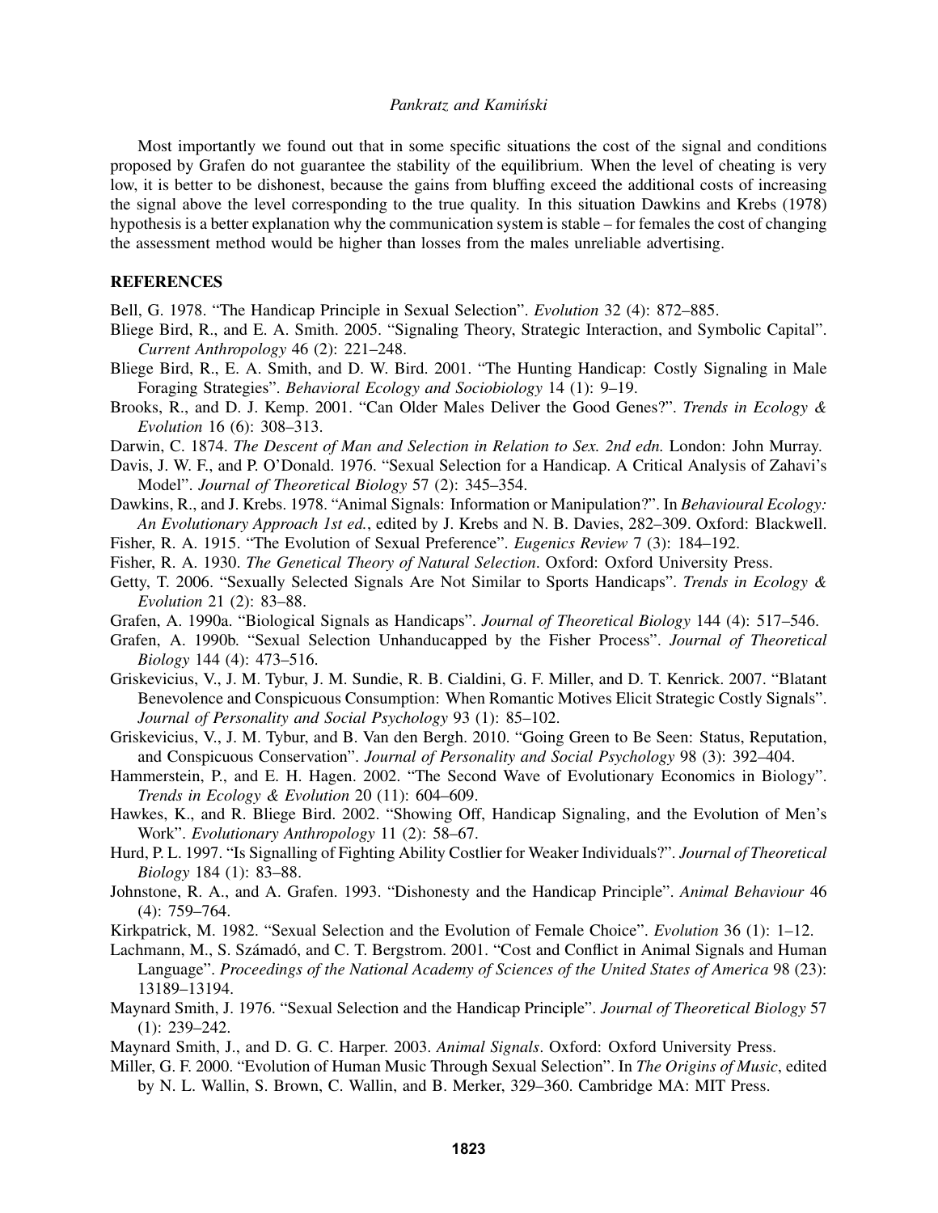Most importantly we found out that in some specific situations the cost of the signal and conditions proposed by Grafen do not guarantee the stability of the equilibrium. When the level of cheating is very low, it is better to be dishonest, because the gains from bluffing exceed the additional costs of increasing the signal above the level corresponding to the true quality. In this situation Dawkins and Krebs (1978) hypothesis is a better explanation why the communication system is stable – for females the cost of changing the assessment method would be higher than losses from the males unreliable advertising.

## REFERENCES

Bell, G. 1978. "The Handicap Principle in Sexual Selection". *Evolution* 32 (4): 872–885.

Bliege Bird, R., and E. A. Smith. 2005. "Signaling Theory, Strategic Interaction, and Symbolic Capital". *Current Anthropology* 46 (2): 221–248.

Bliege Bird, R., E. A. Smith, and D. W. Bird. 2001. "The Hunting Handicap: Costly Signaling in Male Foraging Strategies". *Behavioral Ecology and Sociobiology* 14 (1): 9–19.

Brooks, R., and D. J. Kemp. 2001. "Can Older Males Deliver the Good Genes?". *Trends in Ecology & Evolution* 16 (6): 308–313.

Darwin, C. 1874. *The Descent of Man and Selection in Relation to Sex. 2nd edn.* London: John Murray.

Davis, J. W. F., and P. O'Donald. 1976. "Sexual Selection for a Handicap. A Critical Analysis of Zahavi's Model". *Journal of Theoretical Biology* 57 (2): 345–354.

Dawkins, R., and J. Krebs. 1978. "Animal Signals: Information or Manipulation?". In *Behavioural Ecology: An Evolutionary Approach 1st ed.*, edited by J. Krebs and N. B. Davies, 282–309. Oxford: Blackwell.

Fisher, R. A. 1915. "The Evolution of Sexual Preference". *Eugenics Review* 7 (3): 184–192.

Fisher, R. A. 1930. *The Genetical Theory of Natural Selection*. Oxford: Oxford University Press.

Getty, T. 2006. "Sexually Selected Signals Are Not Similar to Sports Handicaps". *Trends in Ecology & Evolution* 21 (2): 83–88.

Grafen, A. 1990a. "Biological Signals as Handicaps". *Journal of Theoretical Biology* 144 (4): 517–546.

Grafen, A. 1990b. "Sexual Selection Unhanducapped by the Fisher Process". *Journal of Theoretical Biology* 144 (4): 473–516.

Griskevicius, V., J. M. Tybur, J. M. Sundie, R. B. Cialdini, G. F. Miller, and D. T. Kenrick. 2007. "Blatant Benevolence and Conspicuous Consumption: When Romantic Motives Elicit Strategic Costly Signals". *Journal of Personality and Social Psychology* 93 (1): 85–102.

Griskevicius, V., J. M. Tybur, and B. Van den Bergh. 2010. "Going Green to Be Seen: Status, Reputation, and Conspicuous Conservation". *Journal of Personality and Social Psychology* 98 (3): 392–404.

Hammerstein, P., and E. H. Hagen. 2002. "The Second Wave of Evolutionary Economics in Biology". *Trends in Ecology & Evolution* 20 (11): 604–609.

Hawkes, K., and R. Bliege Bird. 2002. "Showing Off, Handicap Signaling, and the Evolution of Men's Work". *Evolutionary Anthropology* 11 (2): 58–67.

Hurd, P. L. 1997. "Is Signalling of Fighting Ability Costlier for Weaker Individuals?". *Journal of Theoretical Biology* 184 (1): 83–88.

Johnstone, R. A., and A. Grafen. 1993. "Dishonesty and the Handicap Principle". *Animal Behaviour* 46 (4): 759–764.

Kirkpatrick, M. 1982. "Sexual Selection and the Evolution of Female Choice". *Evolution* 36 (1): 1–12.

Lachmann, M., S. Számadó, and C. T. Bergstrom. 2001. "Cost and Conflict in Animal Signals and Human Language". *Proceedings of the National Academy of Sciences of the United States of America* 98 (23): 13189–13194.

Maynard Smith, J. 1976. "Sexual Selection and the Handicap Principle". *Journal of Theoretical Biology* 57 (1): 239–242.

Maynard Smith, J., and D. G. C. Harper. 2003. *Animal Signals*. Oxford: Oxford University Press.

Miller, G. F. 2000. "Evolution of Human Music Through Sexual Selection". In *The Origins of Music*, edited by N. L. Wallin, S. Brown, C. Wallin, and B. Merker, 329–360. Cambridge MA: MIT Press.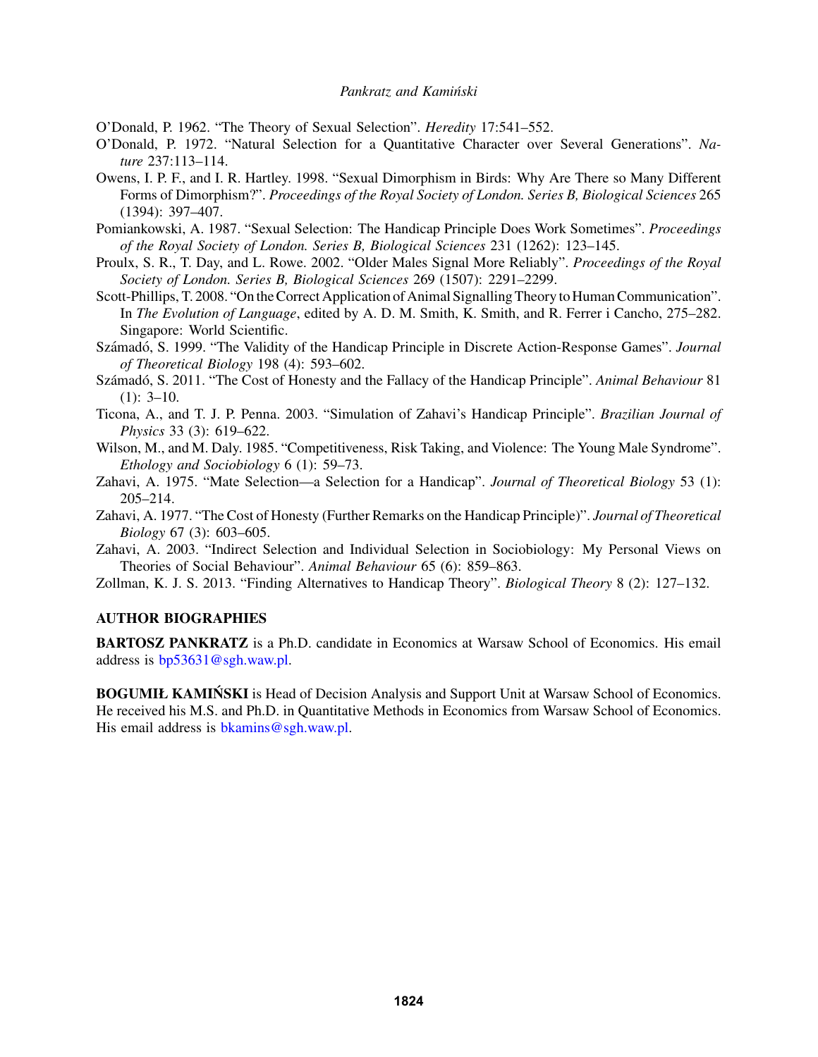O'Donald, P. 1962. "The Theory of Sexual Selection". *Heredity* 17:541–552.

O'Donald, P. 1972. "Natural Selection for a Quantitative Character over Several Generations". *Nature* 237:113–114.

Owens, I. P. F., and I. R. Hartley. 1998. "Sexual Dimorphism in Birds: Why Are There so Many Different Forms of Dimorphism?". *Proceedings of the Royal Society of London. Series B, Biological Sciences* 265 (1394): 397–407.

Pomiankowski, A. 1987. "Sexual Selection: The Handicap Principle Does Work Sometimes". *Proceedings of the Royal Society of London. Series B, Biological Sciences* 231 (1262): 123–145.

Proulx, S. R., T. Day, and L. Rowe. 2002. "Older Males Signal More Reliably". *Proceedings of the Royal Society of London. Series B, Biological Sciences* 269 (1507): 2291–2299.

Scott-Phillips, T. 2008. "On the Correct Application of Animal Signalling Theory to Human Communication". In *The Evolution of Language*, edited by A. D. M. Smith, K. Smith, and R. Ferrer i Cancho, 275–282. Singapore: World Scientific.

Számadó, S. 1999. "The Validity of the Handicap Principle in Discrete Action-Response Games". *Journal of Theoretical Biology* 198 (4): 593–602.

Számadó, S. 2011. "The Cost of Honesty and the Fallacy of the Handicap Principle". *Animal Behaviour* 81 (1): 3–10.

Ticona, A., and T. J. P. Penna. 2003. "Simulation of Zahavi's Handicap Principle". *Brazilian Journal of Physics* 33 (3): 619–622.

Wilson, M., and M. Daly. 1985. "Competitiveness, Risk Taking, and Violence: The Young Male Syndrome". *Ethology and Sociobiology* 6 (1): 59–73.

Zahavi, A. 1975. "Mate Selection—a Selection for a Handicap". *Journal of Theoretical Biology* 53 (1): 205–214.

Zahavi, A. 1977. "The Cost of Honesty (Further Remarks on the Handicap Principle)". *Journal of Theoretical Biology* 67 (3): 603–605.

Zahavi, A. 2003. "Indirect Selection and Individual Selection in Sociobiology: My Personal Views on Theories of Social Behaviour". *Animal Behaviour* 65 (6): 859–863.

Zollman, K. J. S. 2013. "Finding Alternatives to Handicap Theory". *Biological Theory* 8 (2): 127–132.

## AUTHOR BIOGRAPHIES

**BARTOSZ PANKRATZ** is a Ph.D. candidate in Economics at Warsaw School of Economics. His email address is bp53631@sgh.waw.pl.

**BOGUMIŁ KAMIŃSKI** is Head of Decision Analysis and Support Unit at Warsaw School of Economics. He received his M.S. and Ph.D. in Quantitative Methods in Economics from Warsaw School of Economics. His email address is bkamins@sgh.waw.pl.